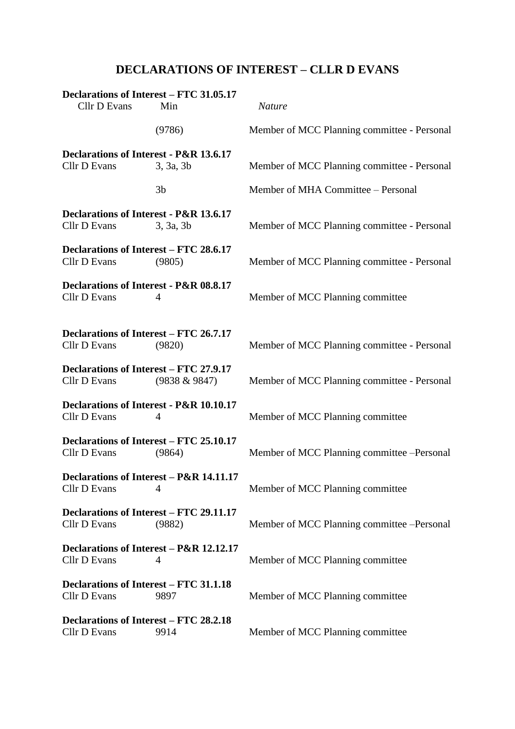# DECLARATIONS OF INTEREST – CLLR D EVANS

**Declarations of Interest – FTC 31.05.17**

| Cllr D Evans | Min | *Nature* |
|---|---|---|
| | (9786) | Member of MCC Planning committee - Personal |

**Declarations of Interest - P&R 13.6.17**

| | | |
|---|---|---|
| Cllr D Evans | 3, 3a, 3b | Member of MCC Planning committee - Personal |
| | 3b | Member of MHA Committee – Personal |

**Declarations of Interest - P&R 13.6.17**

| | | |
|---|---|---|
| Cllr D Evans | 3, 3a, 3b | Member of MCC Planning committee - Personal |

**Declarations of Interest – FTC 28.6.17**

| | | |
|---|---|---|
| Cllr D Evans | (9805) | Member of MCC Planning committee - Personal |

**Declarations of Interest - P&R 08.8.17**

| | | |
|---|---|---|
| Cllr D Evans | 4 | Member of MCC Planning committee |

**Declarations of Interest – FTC 26.7.17**

| | | |
|---|---|---|
| Cllr D Evans | (9820) | Member of MCC Planning committee - Personal |

**Declarations of Interest – FTC 27.9.17**

| | | |
|---|---|---|
| Cllr D Evans | (9838 & 9847) | Member of MCC Planning committee - Personal |

**Declarations of Interest - P&R 10.10.17**

| | | |
|---|---|---|
| Cllr D Evans | 4 | Member of MCC Planning committee |

**Declarations of Interest – FTC 25.10.17**

| | | |
|---|---|---|
| Cllr D Evans | (9864) | Member of MCC Planning committee –Personal |

**Declarations of Interest – P&R 14.11.17**

| | | |
|---|---|---|
| Cllr D Evans | 4 | Member of MCC Planning committee |

**Declarations of Interest – FTC 29.11.17**

| | | |
|---|---|---|
| Cllr D Evans | (9882) | Member of MCC Planning committee –Personal |

**Declarations of Interest – P&R 12.12.17**

| | | |
|---|---|---|
| Cllr D Evans | 4 | Member of MCC Planning committee |

**Declarations of Interest – FTC 31.1.18**

| | | |
|---|---|---|
| Cllr D Evans | 9897 | Member of MCC Planning committee |

**Declarations of Interest – FTC 28.2.18**

| | | |
|---|---|---|
| Cllr D Evans | 9914 | Member of MCC Planning committee |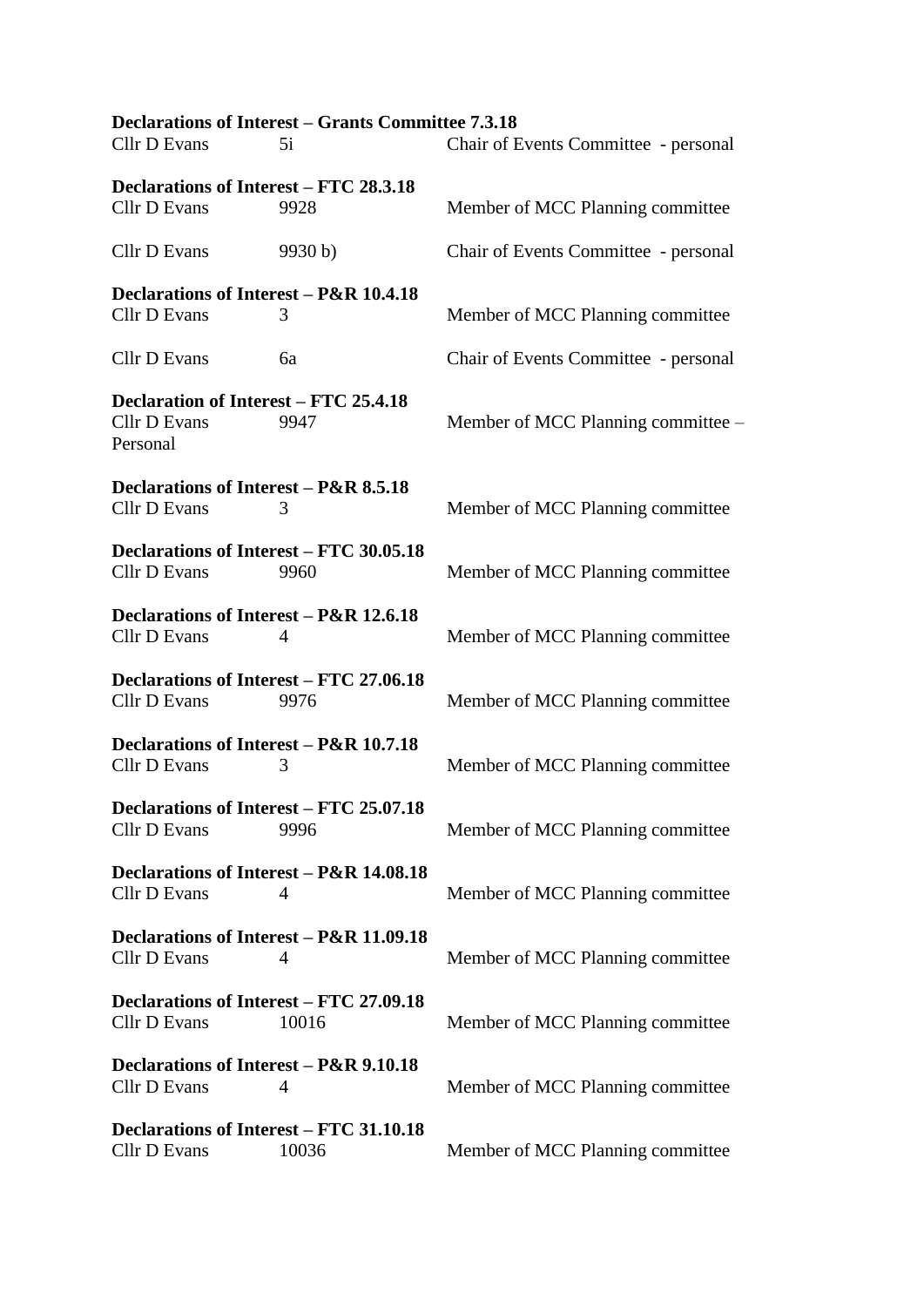**Declarations of Interest – Grants Committee 7.3.18**

Cllr D Evans 5i Chair of Events Committee - personal

**Declarations of Interest – FTC 28.3.18**

Cllr D Evans 9928 Member of MCC Planning committee

Cllr D Evans 9930 b) Chair of Events Committee - personal

**Declarations of Interest – P&R 10.4.18**

Cllr D Evans 3 Member of MCC Planning committee

Cllr D Evans 6a Chair of Events Committee - personal

**Declaration of Interest – FTC 25.4.18**

Cllr D Evans 9947 Member of MCC Planning committee – Personal

**Declarations of Interest – P&R 8.5.18**

Cllr D Evans 3 Member of MCC Planning committee

**Declarations of Interest – FTC 30.05.18**

Cllr D Evans 9960 Member of MCC Planning committee

**Declarations of Interest – P&R 12.6.18**

Cllr D Evans 4 Member of MCC Planning committee

**Declarations of Interest – FTC 27.06.18**

Cllr D Evans 9976 Member of MCC Planning committee

**Declarations of Interest – P&R 10.7.18**

Cllr D Evans 3 Member of MCC Planning committee

**Declarations of Interest – FTC 25.07.18**

Cllr D Evans 9996 Member of MCC Planning committee

**Declarations of Interest – P&R 14.08.18**

Cllr D Evans 4 Member of MCC Planning committee

**Declarations of Interest – P&R 11.09.18**

Cllr D Evans 4 Member of MCC Planning committee

**Declarations of Interest – FTC 27.09.18**

Cllr D Evans 10016 Member of MCC Planning committee

**Declarations of Interest – P&R 9.10.18**

Cllr D Evans 4 Member of MCC Planning committee

**Declarations of Interest – FTC 31.10.18**

Cllr D Evans 10036 Member of MCC Planning committee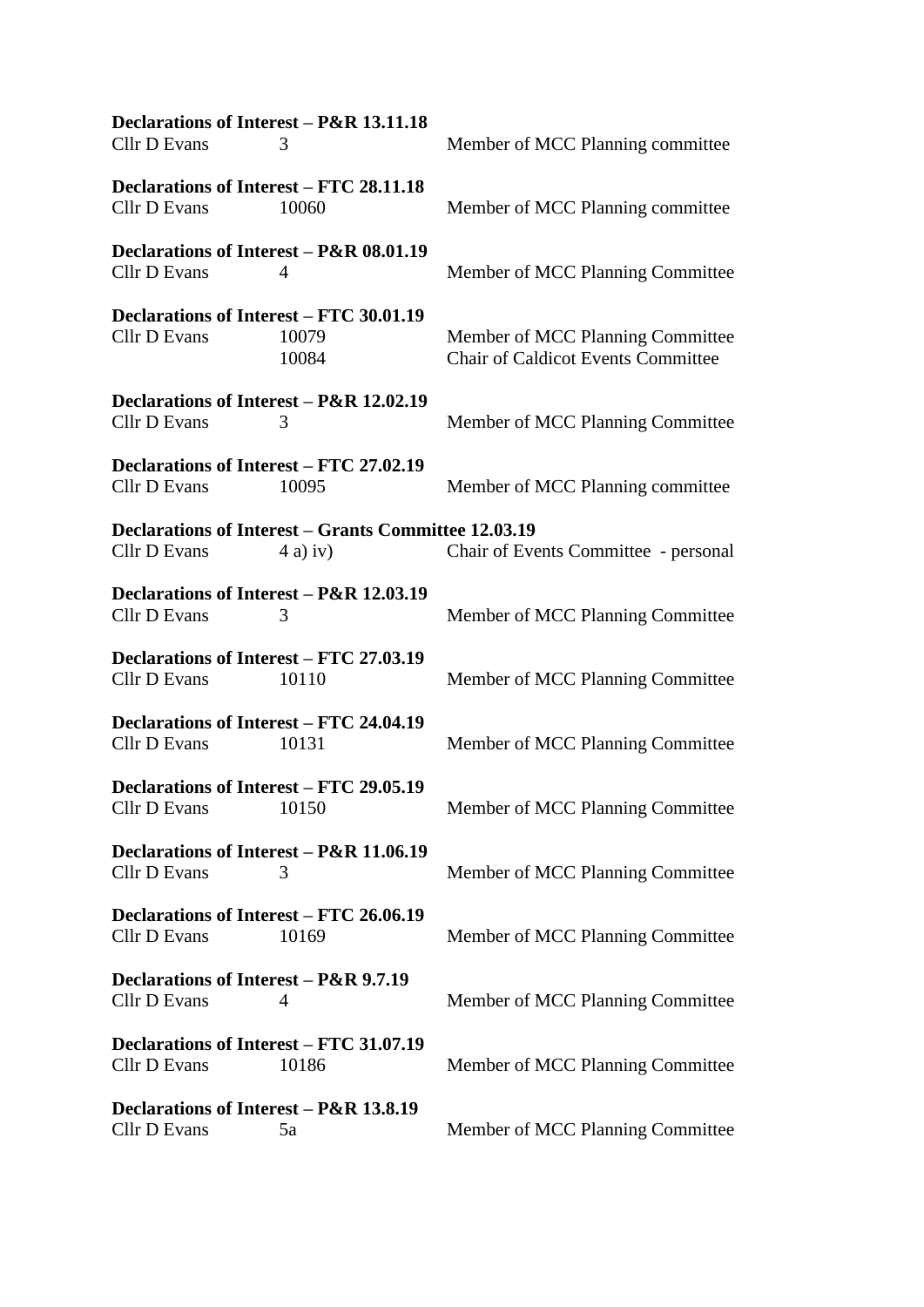**Declarations of Interest – P&R 13.11.18**

| | | |
|---|---|---|
| Cllr D Evans | 3 | Member of MCC Planning committee |

**Declarations of Interest – FTC 28.11.18**

| | | |
|---|---|---|
| Cllr D Evans | 10060 | Member of MCC Planning committee |

**Declarations of Interest – P&R 08.01.19**

| | | |
|---|---|---|
| Cllr D Evans | 4 | Member of MCC Planning Committee |

**Declarations of Interest – FTC 30.01.19**

| | | |
|---|---|---|
| Cllr D Evans | 10079 | Member of MCC Planning Committee |
| | 10084 | Chair of Caldicot Events Committee |

**Declarations of Interest – P&R 12.02.19**

| | | |
|---|---|---|
| Cllr D Evans | 3 | Member of MCC Planning Committee |

**Declarations of Interest – FTC 27.02.19**

| | | |
|---|---|---|
| Cllr D Evans | 10095 | Member of MCC Planning committee |

**Declarations of Interest – Grants Committee 12.03.19**

| | | |
|---|---|---|
| Cllr D Evans | 4 a) iv) | Chair of Events Committee - personal |

**Declarations of Interest – P&R 12.03.19**

| | | |
|---|---|---|
| Cllr D Evans | 3 | Member of MCC Planning Committee |

**Declarations of Interest – FTC 27.03.19**

| | | |
|---|---|---|
| Cllr D Evans | 10110 | Member of MCC Planning Committee |

**Declarations of Interest – FTC 24.04.19**

| | | |
|---|---|---|
| Cllr D Evans | 10131 | Member of MCC Planning Committee |

**Declarations of Interest – FTC 29.05.19**

| | | |
|---|---|---|
| Cllr D Evans | 10150 | Member of MCC Planning Committee |

**Declarations of Interest – P&R 11.06.19**

| | | |
|---|---|---|
| Cllr D Evans | 3 | Member of MCC Planning Committee |

**Declarations of Interest – FTC 26.06.19**

| | | |
|---|---|---|
| Cllr D Evans | 10169 | Member of MCC Planning Committee |

**Declarations of Interest – P&R 9.7.19**

| | | |
|---|---|---|
| Cllr D Evans | 4 | Member of MCC Planning Committee |

**Declarations of Interest – FTC 31.07.19**

| | | |
|---|---|---|
| Cllr D Evans | 10186 | Member of MCC Planning Committee |

**Declarations of Interest – P&R 13.8.19**

| | | |
|---|---|---|
| Cllr D Evans | 5a | Member of MCC Planning Committee |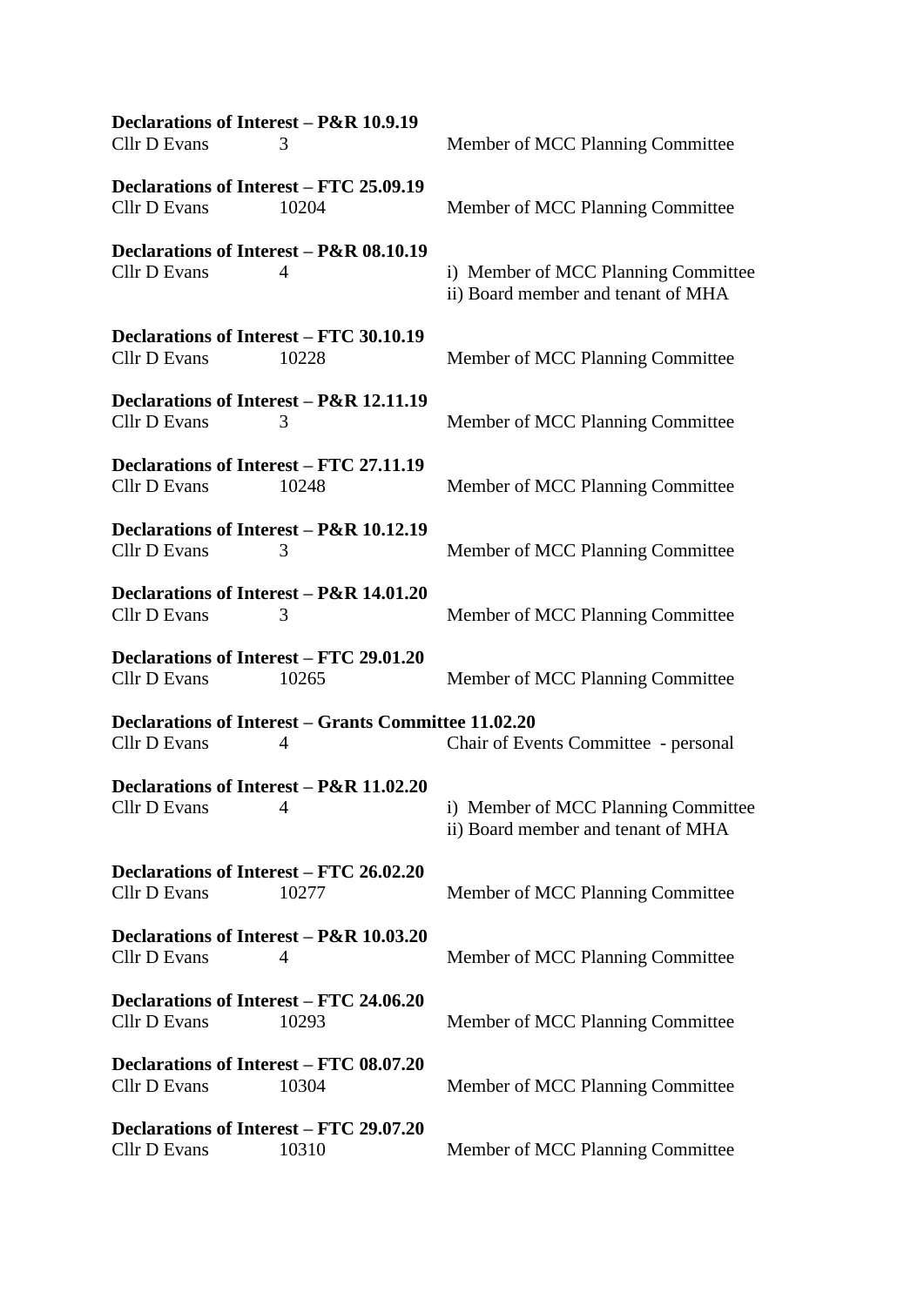**Declarations of Interest – P&R 10.9.19**

| | | |
|---|---|---|
| Cllr D Evans | 3 | Member of MCC Planning Committee |

**Declarations of Interest – FTC 25.09.19**

| | | |
|---|---|---|
| Cllr D Evans | 10204 | Member of MCC Planning Committee |

**Declarations of Interest – P&R 08.10.19**

| | | |
|---|---|---|
| Cllr D Evans | 4 | i) Member of MCC Planning Committee<br>ii) Board member and tenant of MHA |

**Declarations of Interest – FTC 30.10.19**

| | | |
|---|---|---|
| Cllr D Evans | 10228 | Member of MCC Planning Committee |

**Declarations of Interest – P&R 12.11.19**

| | | |
|---|---|---|
| Cllr D Evans | 3 | Member of MCC Planning Committee |

**Declarations of Interest – FTC 27.11.19**

| | | |
|---|---|---|
| Cllr D Evans | 10248 | Member of MCC Planning Committee |

**Declarations of Interest – P&R 10.12.19**

| | | |
|---|---|---|
| Cllr D Evans | 3 | Member of MCC Planning Committee |

**Declarations of Interest – P&R 14.01.20**

| | | |
|---|---|---|
| Cllr D Evans | 3 | Member of MCC Planning Committee |

**Declarations of Interest – FTC 29.01.20**

| | | |
|---|---|---|
| Cllr D Evans | 10265 | Member of MCC Planning Committee |

**Declarations of Interest – Grants Committee 11.02.20**

| | | |
|---|---|---|
| Cllr D Evans | 4 | Chair of Events Committee - personal |

**Declarations of Interest – P&R 11.02.20**

| | | |
|---|---|---|
| Cllr D Evans | 4 | i) Member of MCC Planning Committee<br>ii) Board member and tenant of MHA |

**Declarations of Interest – FTC 26.02.20**

| | | |
|---|---|---|
| Cllr D Evans | 10277 | Member of MCC Planning Committee |

**Declarations of Interest – P&R 10.03.20**

| | | |
|---|---|---|
| Cllr D Evans | 4 | Member of MCC Planning Committee |

**Declarations of Interest – FTC 24.06.20**

| | | |
|---|---|---|
| Cllr D Evans | 10293 | Member of MCC Planning Committee |

**Declarations of Interest – FTC 08.07.20**

| | | |
|---|---|---|
| Cllr D Evans | 10304 | Member of MCC Planning Committee |

**Declarations of Interest – FTC 29.07.20**

| | | |
|---|---|---|
| Cllr D Evans | 10310 | Member of MCC Planning Committee |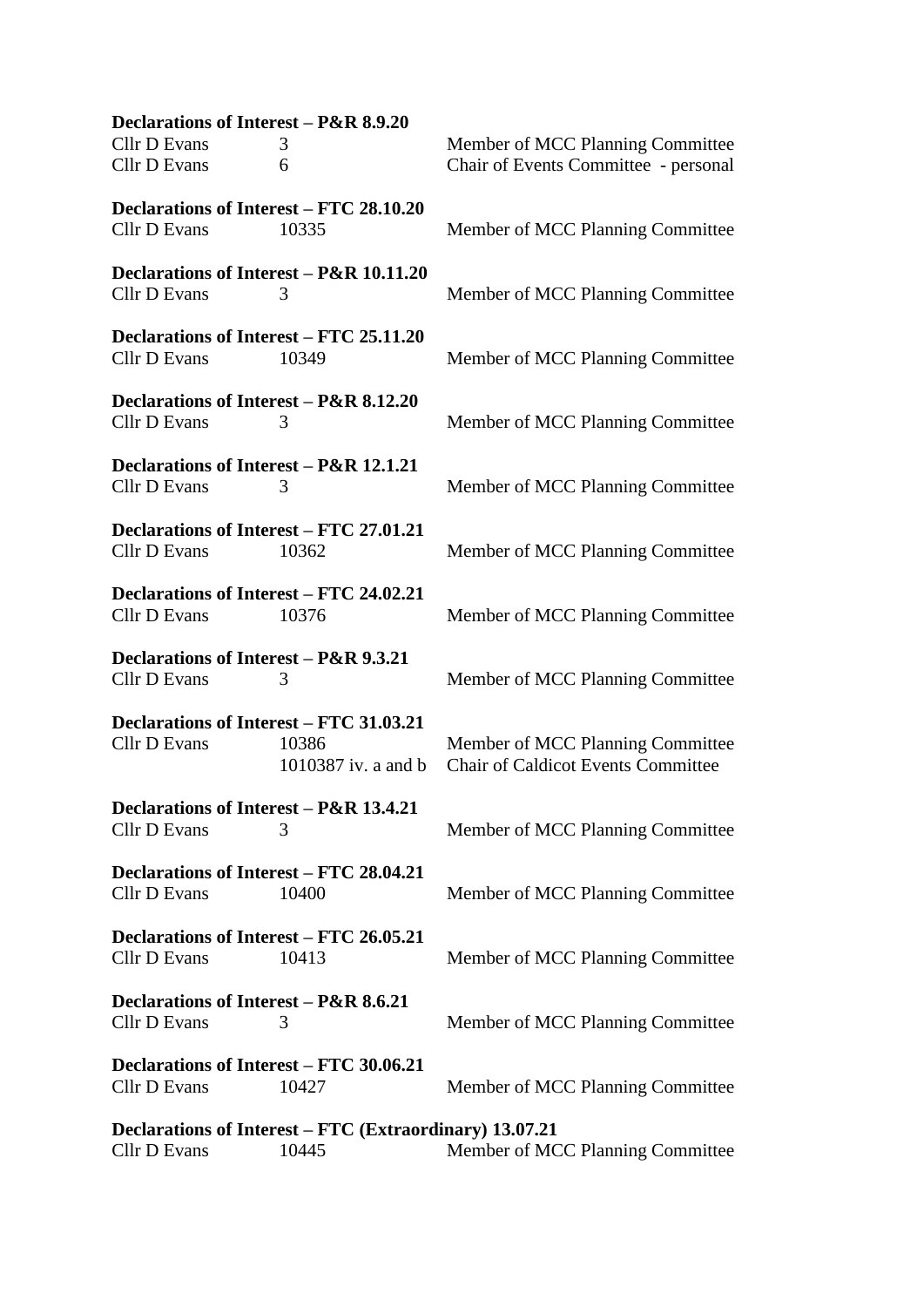**Declarations of Interest – P&R 8.9.20**

| | | |
|---|---|---|
| Cllr D Evans | 3 | Member of MCC Planning Committee |
| Cllr D Evans | 6 | Chair of Events Committee - personal |

**Declarations of Interest – FTC 28.10.20**

| | | |
|---|---|---|
| Cllr D Evans | 10335 | Member of MCC Planning Committee |

**Declarations of Interest – P&R 10.11.20**

| | | |
|---|---|---|
| Cllr D Evans | 3 | Member of MCC Planning Committee |

**Declarations of Interest – FTC 25.11.20**

| | | |
|---|---|---|
| Cllr D Evans | 10349 | Member of MCC Planning Committee |

**Declarations of Interest – P&R 8.12.20**

| | | |
|---|---|---|
| Cllr D Evans | 3 | Member of MCC Planning Committee |

**Declarations of Interest – P&R 12.1.21**

| | | |
|---|---|---|
| Cllr D Evans | 3 | Member of MCC Planning Committee |

**Declarations of Interest – FTC 27.01.21**

| | | |
|---|---|---|
| Cllr D Evans | 10362 | Member of MCC Planning Committee |

**Declarations of Interest – FTC 24.02.21**

| | | |
|---|---|---|
| Cllr D Evans | 10376 | Member of MCC Planning Committee |

**Declarations of Interest – P&R 9.3.21**

| | | |
|---|---|---|
| Cllr D Evans | 3 | Member of MCC Planning Committee |

**Declarations of Interest – FTC 31.03.21**

| | | |
|---|---|---|
| Cllr D Evans | 10386 | Member of MCC Planning Committee |
| | 1010387 iv. a and b | Chair of Caldicot Events Committee |

**Declarations of Interest – P&R 13.4.21**

| | | |
|---|---|---|
| Cllr D Evans | 3 | Member of MCC Planning Committee |

**Declarations of Interest – FTC 28.04.21**

| | | |
|---|---|---|
| Cllr D Evans | 10400 | Member of MCC Planning Committee |

**Declarations of Interest – FTC 26.05.21**

| | | |
|---|---|---|
| Cllr D Evans | 10413 | Member of MCC Planning Committee |

**Declarations of Interest – P&R 8.6.21**

| | | |
|---|---|---|
| Cllr D Evans | 3 | Member of MCC Planning Committee |

**Declarations of Interest – FTC 30.06.21**

| | | |
|---|---|---|
| Cllr D Evans | 10427 | Member of MCC Planning Committee |

**Declarations of Interest – FTC (Extraordinary) 13.07.21**

| | | |
|---|---|---|
| Cllr D Evans | 10445 | Member of MCC Planning Committee |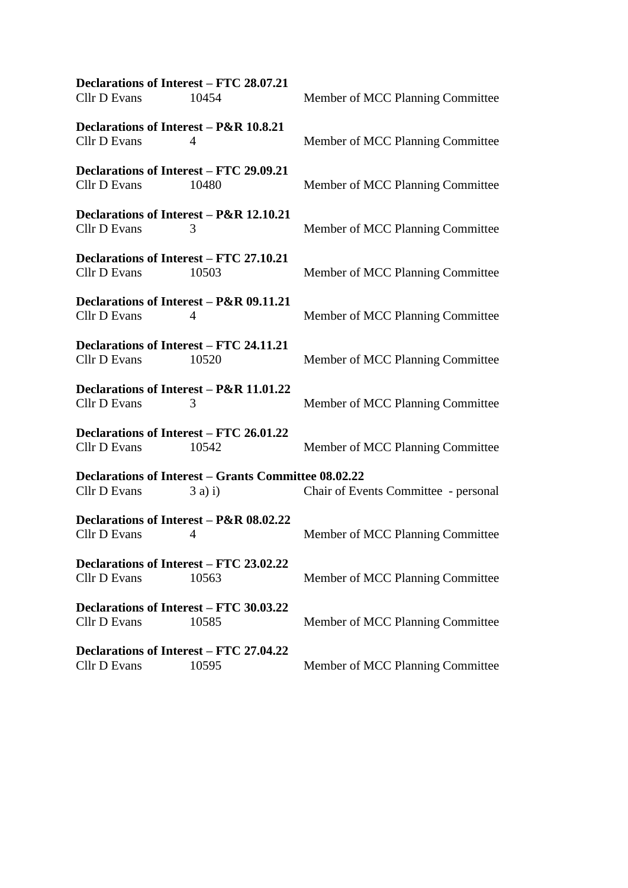**Declarations of Interest – FTC 28.07.21**

| | | |
|---|---|---|
| Cllr D Evans | 10454 | Member of MCC Planning Committee |

**Declarations of Interest – P&R 10.8.21**

| | | |
|---|---|---|
| Cllr D Evans | 4 | Member of MCC Planning Committee |

**Declarations of Interest – FTC 29.09.21**

| | | |
|---|---|---|
| Cllr D Evans | 10480 | Member of MCC Planning Committee |

**Declarations of Interest – P&R 12.10.21**

| | | |
|---|---|---|
| Cllr D Evans | 3 | Member of MCC Planning Committee |

**Declarations of Interest – FTC 27.10.21**

| | | |
|---|---|---|
| Cllr D Evans | 10503 | Member of MCC Planning Committee |

**Declarations of Interest – P&R 09.11.21**

| | | |
|---|---|---|
| Cllr D Evans | 4 | Member of MCC Planning Committee |

**Declarations of Interest – FTC 24.11.21**

| | | |
|---|---|---|
| Cllr D Evans | 10520 | Member of MCC Planning Committee |

**Declarations of Interest – P&R 11.01.22**

| | | |
|---|---|---|
| Cllr D Evans | 3 | Member of MCC Planning Committee |

**Declarations of Interest – FTC 26.01.22**

| | | |
|---|---|---|
| Cllr D Evans | 10542 | Member of MCC Planning Committee |

**Declarations of Interest – Grants Committee 08.02.22**

| | | |
|---|---|---|
| Cllr D Evans | 3 a) i) | Chair of Events Committee - personal |

**Declarations of Interest – P&R 08.02.22**

| | | |
|---|---|---|
| Cllr D Evans | 4 | Member of MCC Planning Committee |

**Declarations of Interest – FTC 23.02.22**

| | | |
|---|---|---|
| Cllr D Evans | 10563 | Member of MCC Planning Committee |

**Declarations of Interest – FTC 30.03.22**

| | | |
|---|---|---|
| Cllr D Evans | 10585 | Member of MCC Planning Committee |

**Declarations of Interest – FTC 27.04.22**

| | | |
|---|---|---|
| Cllr D Evans | 10595 | Member of MCC Planning Committee |